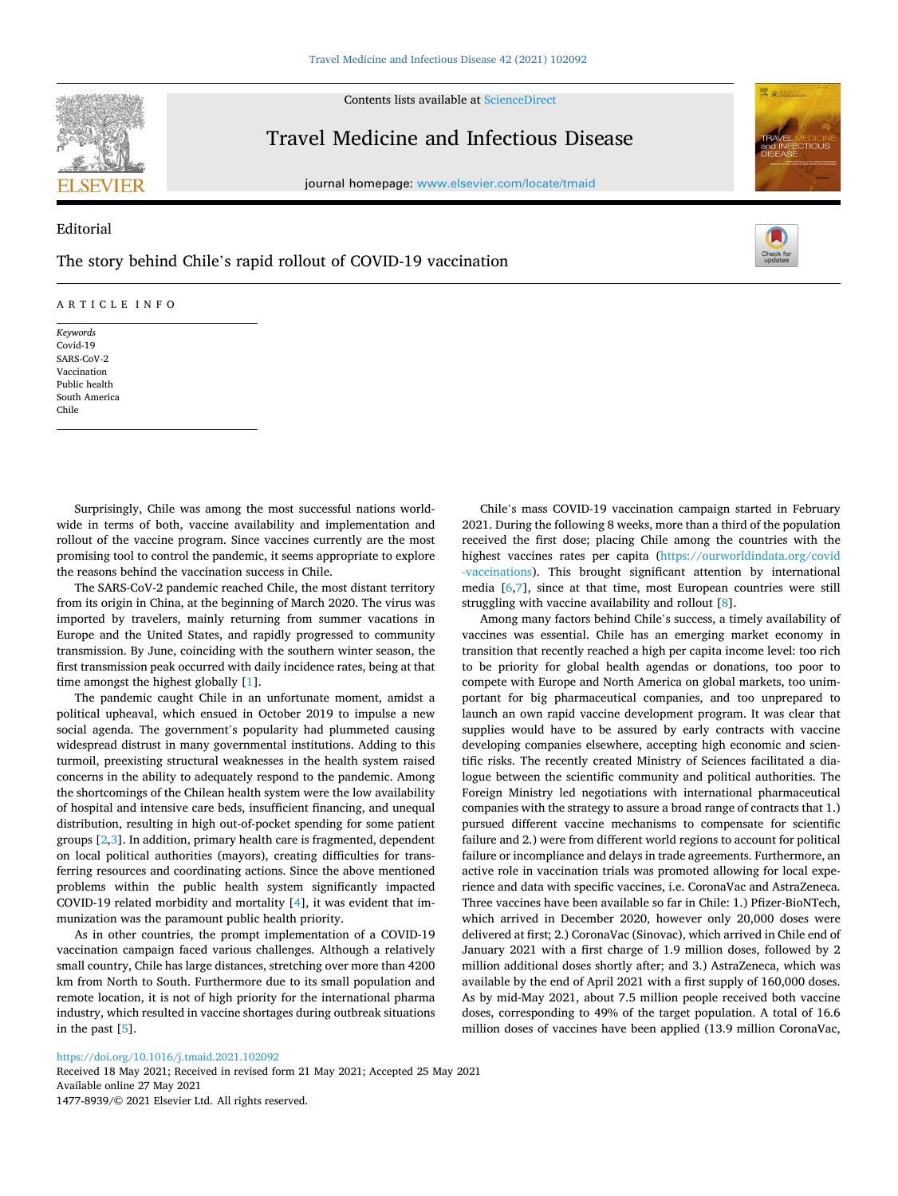Editorial

# The story behind Chile's rapid rollout of COVID-19 vaccination

ARTICLE INFO

*Keywords*
Covid-19
SARS-CoV-2
Vaccination
Public health
South America
Chile

Surprisingly, Chile was among the most successful nations worldwide in terms of both, vaccine availability and implementation and rollout of the vaccine program. Since vaccines currently are the most promising tool to control the pandemic, it seems appropriate to explore the reasons behind the vaccination success in Chile.

The SARS-CoV-2 pandemic reached Chile, the most distant territory from its origin in China, at the beginning of March 2020. The virus was imported by travelers, mainly returning from summer vacations in Europe and the United States, and rapidly progressed to community transmission. By June, coinciding with the southern winter season, the first transmission peak occurred with daily incidence rates, being at that time amongst the highest globally [1].

The pandemic caught Chile in an unfortunate moment, amidst a political upheaval, which ensued in October 2019 to impulse a new social agenda. The government's popularity had plummeted causing widespread distrust in many governmental institutions. Adding to this turmoil, preexisting structural weaknesses in the health system raised concerns in the ability to adequately respond to the pandemic. Among the shortcomings of the Chilean health system were the low availability of hospital and intensive care beds, insufficient financing, and unequal distribution, resulting in high out-of-pocket spending for some patient groups [2,3]. In addition, primary health care is fragmented, dependent on local political authorities (mayors), creating difficulties for transferring resources and coordinating actions. Since the above mentioned problems within the public health system significantly impacted COVID-19 related morbidity and mortality [4], it was evident that immunization was the paramount public health priority.

As in other countries, the prompt implementation of a COVID-19 vaccination campaign faced various challenges. Although a relatively small country, Chile has large distances, stretching over more than 4200 km from North to South. Furthermore due to its small population and remote location, it is not of high priority for the international pharma industry, which resulted in vaccine shortages during outbreak situations in the past [5].

Chile's mass COVID-19 vaccination campaign started in February 2021. During the following 8 weeks, more than a third of the population received the first dose; placing Chile among the countries with the highest vaccines rates per capita (https://ourworldindata.org/covid-vaccinations). This brought significant attention by international media [6,7], since at that time, most European countries were still struggling with vaccine availability and rollout [8].

Among many factors behind Chile's success, a timely availability of vaccines was essential. Chile has an emerging market economy in transition that recently reached a high per capita income level: too rich to be priority for global health agendas or donations, too poor to compete with Europe and North America on global markets, too unimportant for big pharmaceutical companies, and too unprepared to launch an own rapid vaccine development program. It was clear that supplies would have to be assured by early contracts with vaccine developing companies elsewhere, accepting high economic and scientific risks. The recently created Ministry of Sciences facilitated a dialogue between the scientific community and political authorities. The Foreign Ministry led negotiations with international pharmaceutical companies with the strategy to assure a broad range of contracts that 1.) pursued different vaccine mechanisms to compensate for scientific failure and 2.) were from different world regions to account for political failure or incompliance and delays in trade agreements. Furthermore, an active role in vaccination trials was promoted allowing for local experience and data with specific vaccines, i.e. CoronaVac and AstraZeneca. Three vaccines have been available so far in Chile: 1.) Pfizer-BioNTech, which arrived in December 2020, however only 20,000 doses were delivered at first; 2.) CoronaVac (Sinovac), which arrived in Chile end of January 2021 with a first charge of 1.9 million doses, followed by 2 million additional doses shortly after; and 3.) AstraZeneca, which was available by the end of April 2021 with a first supply of 160,000 doses. As by mid-May 2021, about 7.5 million people received both vaccine doses, corresponding to 49% of the target population. A total of 16.6 million doses of vaccines have been applied (13.9 million CoronaVac,

https://doi.org/10.1016/j.tmaid.2021.102092
Received 18 May 2021; Received in revised form 21 May 2021; Accepted 25 May 2021
Available online 27 May 2021
1477-8939/© 2021 Elsevier Ltd. All rights reserved.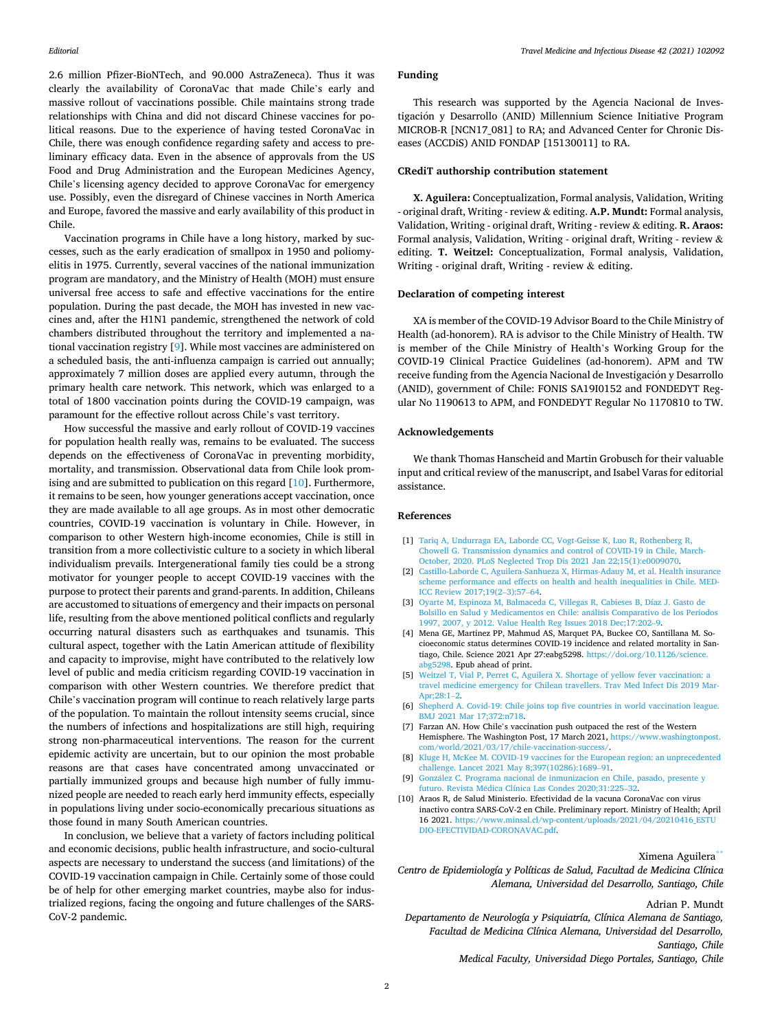2.6 million Pfizer-BioNTech, and 90.000 AstraZeneca). Thus it was clearly the availability of CoronaVac that made Chile's early and massive rollout of vaccinations possible. Chile maintains strong trade relationships with China and did not discard Chinese vaccines for political reasons. Due to the experience of having tested CoronaVac in Chile, there was enough confidence regarding safety and access to preliminary efficacy data. Even in the absence of approvals from the US Food and Drug Administration and the European Medicines Agency, Chile's licensing agency decided to approve CoronaVac for emergency use. Possibly, even the disregard of Chinese vaccines in North America and Europe, favored the massive and early availability of this product in Chile.

Vaccination programs in Chile have a long history, marked by successes, such as the early eradication of smallpox in 1950 and poliomyelitis in 1975. Currently, several vaccines of the national immunization program are mandatory, and the Ministry of Health (MOH) must ensure universal free access to safe and effective vaccinations for the entire population. During the past decade, the MOH has invested in new vaccines and, after the H1N1 pandemic, strengthened the network of cold chambers distributed throughout the territory and implemented a national vaccination registry [9]. While most vaccines are administered on a scheduled basis, the anti-influenza campaign is carried out annually; approximately 7 million doses are applied every autumn, through the primary health care network. This network, which was enlarged to a total of 1800 vaccination points during the COVID-19 campaign, was paramount for the effective rollout across Chile's vast territory.

How successful the massive and early rollout of COVID-19 vaccines for population health really was, remains to be evaluated. The success depends on the effectiveness of CoronaVac in preventing morbidity, mortality, and transmission. Observational data from Chile look promising and are submitted to publication on this regard [10]. Furthermore, it remains to be seen, how younger generations accept vaccination, once they are made available to all age groups. As in most other democratic countries, COVID-19 vaccination is voluntary in Chile. However, in comparison to other Western high-income economies, Chile is still in transition from a more collectivistic culture to a society in which liberal individualism prevails. Intergenerational family ties could be a strong motivator for younger people to accept COVID-19 vaccines with the purpose to protect their parents and grand-parents. In addition, Chileans are accustomed to situations of emergency and their impacts on personal life, resulting from the above mentioned political conflicts and regularly occurring natural disasters such as earthquakes and tsunamis. This cultural aspect, together with the Latin American attitude of flexibility and capacity to improvise, might have contributed to the relatively low level of public and media criticism regarding COVID-19 vaccination in comparison with other Western countries. We therefore predict that Chile's vaccination program will continue to reach relatively large parts of the population. To maintain the rollout intensity seems crucial, since the numbers of infections and hospitalizations are still high, requiring strong non-pharmaceutical interventions. The reason for the current epidemic activity are uncertain, but to our opinion the most probable reasons are that cases have concentrated among unvaccinated or partially immunized groups and because high number of fully immunized people are needed to reach early herd immunity effects, especially in populations living under socio-economically precarious situations as those found in many South American countries.

In conclusion, we believe that a variety of factors including political and economic decisions, public health infrastructure, and socio-cultural aspects are necessary to understand the success (and limitations) of the COVID-19 vaccination campaign in Chile. Certainly some of those could be of help for other emerging market countries, maybe also for industrialized regions, facing the ongoing and future challenges of the SARS-CoV-2 pandemic.

## Funding

This research was supported by the Agencia Nacional de Investigación y Desarrollo (ANID) Millennium Science Initiative Program MICROB-R [NCN17_081] to RA; and Advanced Center for Chronic Diseases (ACCDiS) ANID FONDAP [15130011] to RA.

## CRediT authorship contribution statement

**X. Aguilera:** Conceptualization, Formal analysis, Validation, Writing - original draft, Writing - review & editing. **A.P. Mundt:** Formal analysis, Validation, Writing - original draft, Writing - review & editing. **R. Araos:** Formal analysis, Validation, Writing - original draft, Writing - review & editing. **T. Weitzel:** Conceptualization, Formal analysis, Validation, Writing - original draft, Writing - review & editing.

## Declaration of competing interest

XA is member of the COVID-19 Advisor Board to the Chile Ministry of Health (ad-honorem). RA is advisor to the Chile Ministry of Health. TW is member of the Chile Ministry of Health's Working Group for the COVID-19 Clinical Practice Guidelines (ad-honorem). APM and TW receive funding from the Agencia Nacional de Investigación y Desarrollo (ANID), government of Chile: FONIS SA19I0152 and FONDEDYT Regular No 1190613 to APM, and FONDEDYT Regular No 1170810 to TW.

## Acknowledgements

We thank Thomas Hanscheid and Martin Grobusch for their valuable input and critical review of the manuscript, and Isabel Varas for editorial assistance.

## References

[1] Tariq A, Undurraga EA, Laborde CC, Vogt-Geisse K, Luo R, Rothenberg R, Chowell G. Transmission dynamics and control of COVID-19 in Chile, March-October, 2020. PLoS Neglected Trop Dis 2021 Jan 22;15(1):e0009070.

[2] Castillo-Laborde C, Aguilera-Sanhueza X, Hirmas-Adauy M, et al. Health insurance scheme performance and effects on health and health inequalities in Chile. MEDICC Review 2017;19(2–3):57–64.

[3] Oyarte M, Espinoza M, Balmaceda C, Villegas R, Cabieses B, Díaz J. Gasto de Bolsillo en Salud y Medicamentos en Chile: análisis Comparativo de los Periodos 1997, 2007, y 2012. Value Health Reg Issues 2018 Dec;17:202–9.

[4] Mena GE, Martinez PP, Mahmud AS, Marquet PA, Buckee CO, Santillana M. Socioeconomic status determines COVID-19 incidence and related mortality in Santiago, Chile. Science 2021 Apr 27:eabg5298. https://doi.org/10.1126/science.abg5298. Epub ahead of print.

[5] Weitzel T, Vial P, Perret C, Aguilera X. Shortage of yellow fever vaccination: a travel medicine emergency for Chilean travellers. Trav Med Infect Dis 2019 Mar-Apr;28:1–2.

[6] Shepherd A. Covid-19: Chile joins top five countries in world vaccination league. BMJ 2021 Mar 17;372:n718.

[7] Farzan AN. How Chile's vaccination push outpaced the rest of the Western Hemisphere. The Washington Post, 17 March 2021, https://www.washingtonpost.com/world/2021/03/17/chile-vaccination-success/.

[8] Kluge H, McKee M. COVID-19 vaccines for the European region: an unprecedented challenge. Lancet 2021 May 8;397(10286):1689–91.

[9] González C. Programa nacional de inmunizacion en Chile, pasado, presente y futuro. Revista Médica Clínica Las Condes 2020;31:225–32.

[10] Araos R, de Salud Ministerio. Efectividad de la vacuna CoronaVac con virus inactivo contra SARS-CoV-2 en Chile. Preliminary report. Ministry of Health; April 16 2021. https://www.minsal.cl/wp-content/uploads/2021/04/20210416_ESTUDIO-EFECTIVIDAD-CORONAVAC.pdf.

Ximena Aguilera[**]

*Centro de Epidemiología y Políticas de Salud, Facultad de Medicina Clínica Alemana, Universidad del Desarrollo, Santiago, Chile*

Adrian P. Mundt

*Departamento de Neurología y Psiquiatría, Clínica Alemana de Santiago, Facultad de Medicina Clínica Alemana, Universidad del Desarrollo, Santiago, Chile*

*Medical Faculty, Universidad Diego Portales, Santiago, Chile*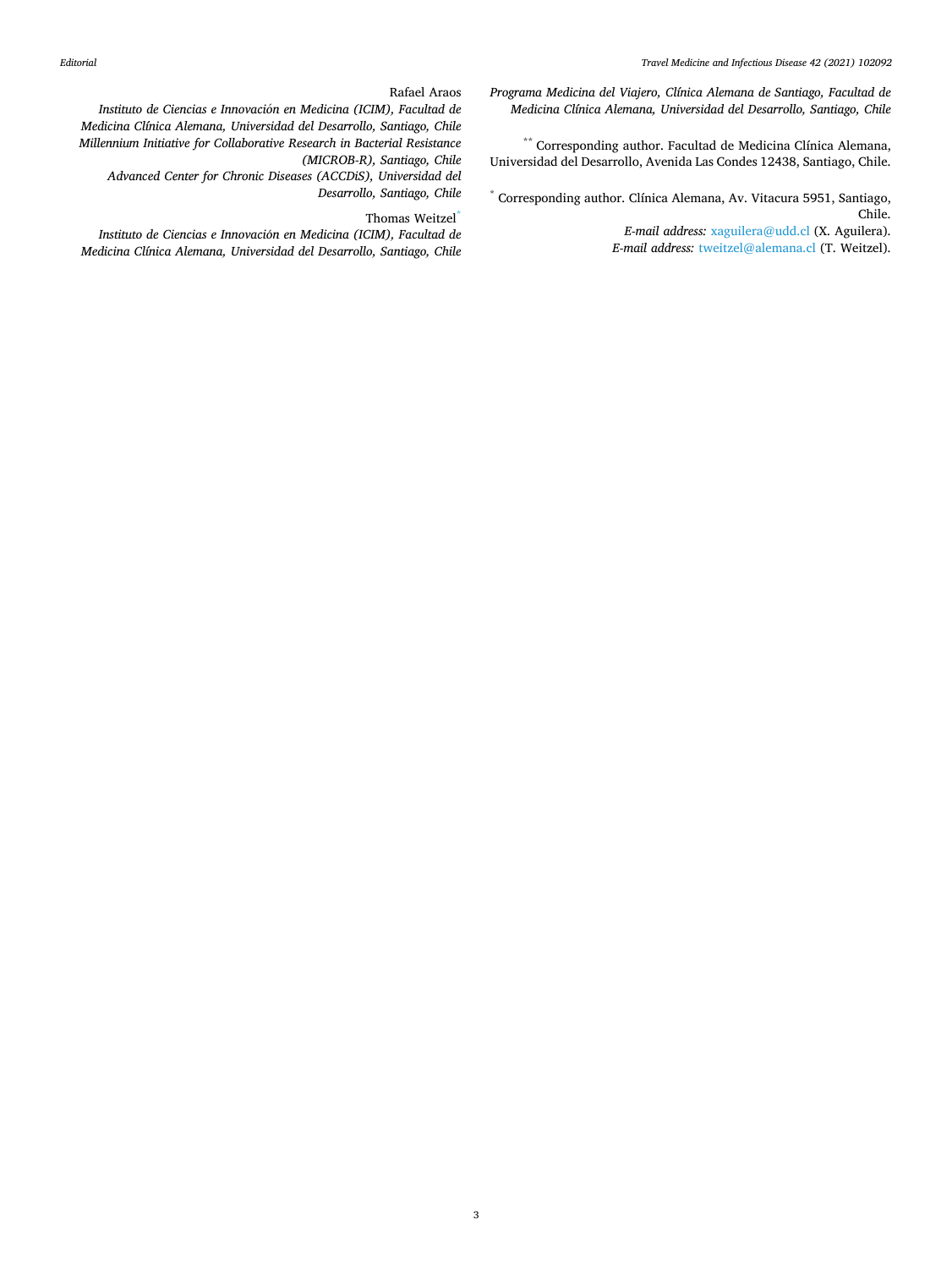Rafael Araos

*Instituto de Ciencias e Innovación en Medicina (ICIM), Facultad de Medicina Clínica Alemana, Universidad del Desarrollo, Santiago, Chile*
*Millennium Initiative for Collaborative Research in Bacterial Resistance (MICROB-R), Santiago, Chile*
*Advanced Center for Chronic Diseases (ACCDiS), Universidad del Desarrollo, Santiago, Chile*

Thomas Weitzel[*]

*Instituto de Ciencias e Innovación en Medicina (ICIM), Facultad de Medicina Clínica Alemana, Universidad del Desarrollo, Santiago, Chile*
*Programa Medicina del Viajero, Clínica Alemana de Santiago, Facultad de Medicina Clínica Alemana, Universidad del Desarrollo, Santiago, Chile*

[**] Corresponding author. Facultad de Medicina Clínica Alemana, Universidad del Desarrollo, Avenida Las Condes 12438, Santiago, Chile.

[*] Corresponding author. Clínica Alemana, Av. Vitacura 5951, Santiago, Chile.

*E-mail address:* xaguilera@udd.cl (X. Aguilera).
*E-mail address:* tweitzel@alemana.cl (T. Weitzel).